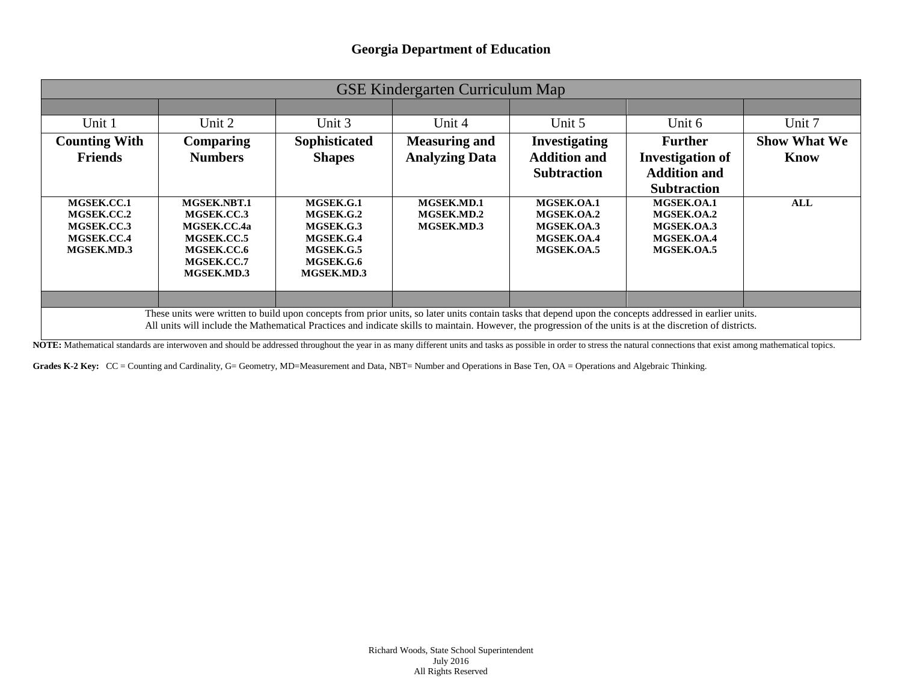**Georgia Department of Education**

| GSE Kindergarten Curriculum Map | | | | | | |
|---|---|---|---|---|---|---|
| Unit 1 | Unit 2 | Unit 3 | Unit 4 | Unit 5 | Unit 6 | Unit 7 |
| **Counting With Friends** | **Comparing Numbers** | **Sophisticated Shapes** | **Measuring and Analyzing Data** | **Investigating Addition and Subtraction** | **Further Investigation of Addition and Subtraction** | **Show What We Know** |
| **MGSEK.CC.1**<br>**MGSEK.CC.2**<br>**MGSEK.CC.3**<br>**MGSEK.CC.4**<br>**MGSEK.MD.3** | **MGSEK.NBT.1**<br>**MGSEK.CC.3**<br>**MGSEK.CC.4a**<br>**MGSEK.CC.5**<br>**MGSEK.CC.6**<br>**MGSEK.CC.7**<br>**MGSEK.MD.3** | **MGSEK.G.1**<br>**MGSEK.G.2**<br>**MGSEK.G.3**<br>**MGSEK.G.4**<br>**MGSEK.G.5**<br>**MGSEK.G.6**<br>**MGSEK.MD.3** | **MGSEK.MD.1**<br>**MGSEK.MD.2**<br>**MGSEK.MD.3** | **MGSEK.OA.1**<br>**MGSEK.OA.2**<br>**MGSEK.OA.3**<br>**MGSEK.OA.4**<br>**MGSEK.OA.5** | **MGSEK.OA.1**<br>**MGSEK.OA.2**<br>**MGSEK.OA.3**<br>**MGSEK.OA.4**<br>**MGSEK.OA.5** | **ALL** |

These units were written to build upon concepts from prior units, so later units contain tasks that depend upon the concepts addressed in earlier units.
All units will include the Mathematical Practices and indicate skills to maintain. However, the progression of the units is at the discretion of districts.

**NOTE:** Mathematical standards are interwoven and should be addressed throughout the year in as many different units and tasks as possible in order to stress the natural connections that exist among mathematical topics.

**Grades K-2 Key:** CC = Counting and Cardinality, G= Geometry, MD=Measurement and Data, NBT= Number and Operations in Base Ten, OA = Operations and Algebraic Thinking.

Richard Woods, State School Superintendent
July 2016
All Rights Reserved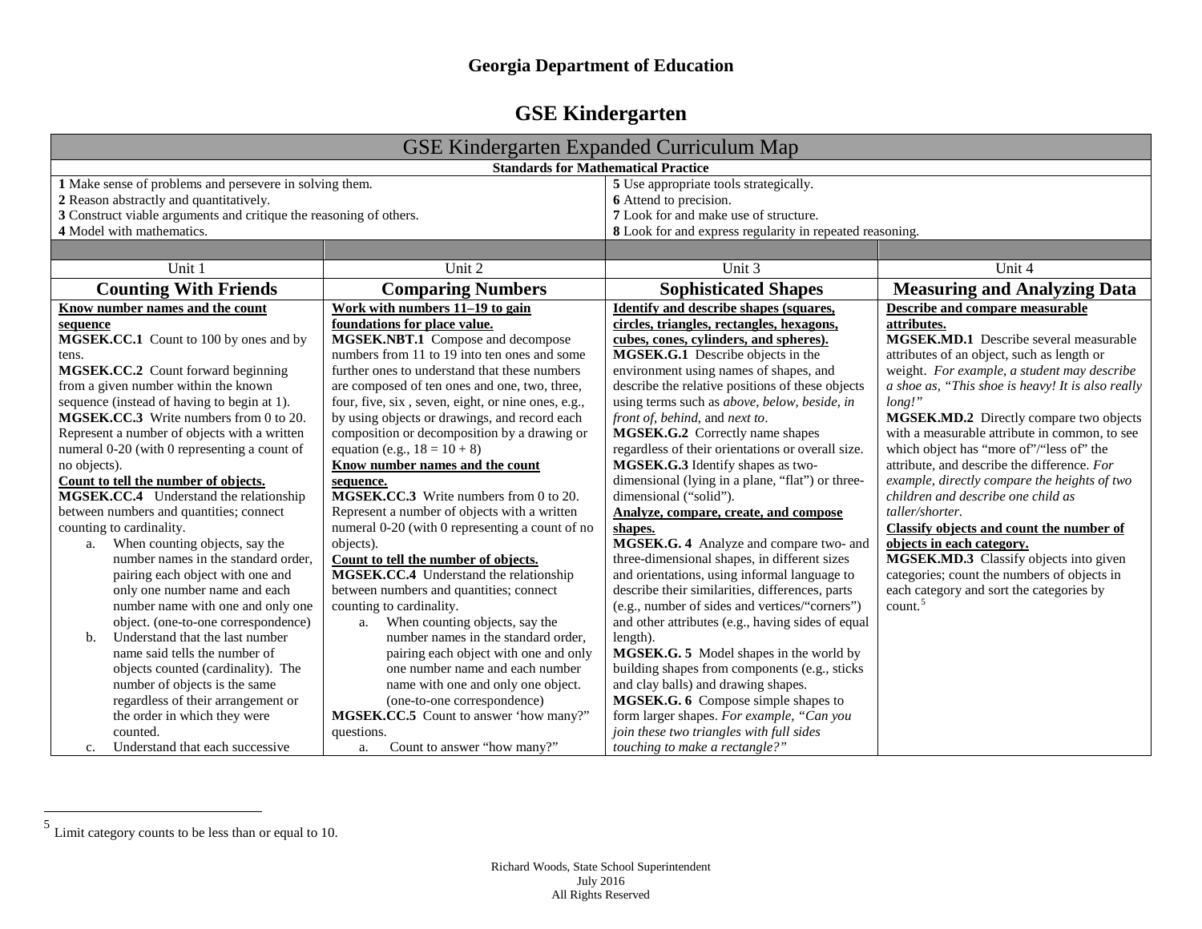# Georgia Department of Education

# GSE Kindergarten

| GSE Kindergarten Expanded Curriculum Map | | | |
|---|---|---|---|
| **Standards for Mathematical Practice** | | | |
| **1** Make sense of problems and persevere in solving them.<br>**2** Reason abstractly and quantitatively.<br>**3** Construct viable arguments and critique the reasoning of others.<br>**4** Model with mathematics. | | **5** Use appropriate tools strategically.<br>**6** Attend to precision.<br>**7** Look for and make use of structure.<br>**8** Look for and express regularity in repeated reasoning. | |
| Unit 1 | Unit 2 | Unit 3 | Unit 4 |
| **Counting With Friends** | **Comparing Numbers** | **Sophisticated Shapes** | **Measuring and Analyzing Data** |
| **Know number names and the count sequence**<br>**MGSEK.CC.1** Count to 100 by ones and by tens.<br>**MGSEK.CC.2** Count forward beginning from a given number within the known sequence (instead of having to begin at 1).<br>**MGSEK.CC.3** Write numbers from 0 to 20. Represent a number of objects with a written numeral 0-20 (with 0 representing a count of no objects).<br>**Count to tell the number of objects.**<br>**MGSEK.CC.4** Understand the relationship between numbers and quantities; connect counting to cardinality.<br>a. When counting objects, say the number names in the standard order, pairing each object with one and only one number name and each number name with one and only one object. (one-to-one correspondence)<br>b. Understand that the last number name said tells the number of objects counted (cardinality). The number of objects is the same regardless of their arrangement or the order in which they were counted.<br>c. Understand that each successive | **Work with numbers 11–19 to gain foundations for place value.**<br>**MGSEK.NBT.1** Compose and decompose numbers from 11 to 19 into ten ones and some further ones to understand that these numbers are composed of ten ones and one, two, three, four, five, six , seven, eight, or nine ones, e.g., by using objects or drawings, and record each composition or decomposition by a drawing or equation (e.g., 18 = 10 + 8)<br>**Know number names and the count sequence.**<br>**MGSEK.CC.3** Write numbers from 0 to 20. Represent a number of objects with a written numeral 0-20 (with 0 representing a count of no objects).<br>**Count to tell the number of objects.**<br>**MGSEK.CC.4** Understand the relationship between numbers and quantities; connect counting to cardinality.<br>a. When counting objects, say the number names in the standard order, pairing each object with one and only one number name and each number name with one and only one object. (one-to-one correspondence)<br>**MGSEK.CC.5** Count to answer 'how many?" questions.<br>a. Count to answer "how many?" | **Identify and describe shapes (squares, circles, triangles, rectangles, hexagons, cubes, cones, cylinders, and spheres).**<br>**MGSEK.G.1** Describe objects in the environment using names of shapes, and describe the relative positions of these objects using terms such as *above*, *below*, *beside*, *in front of*, *behind*, and *next to*.<br>**MGSEK.G.2** Correctly name shapes regardless of their orientations or overall size.<br>**MGSEK.G.3** Identify shapes as two-dimensional (lying in a plane, "flat") or three-dimensional ("solid").<br>**Analyze, compare, create, and compose shapes.**<br>**MGSEK.G. 4** Analyze and compare two- and three-dimensional shapes, in different sizes and orientations, using informal language to describe their similarities, differences, parts (e.g., number of sides and vertices/"corners") and other attributes (e.g., having sides of equal length).<br>**MGSEK.G. 5** Model shapes in the world by building shapes from components (e.g., sticks and clay balls) and drawing shapes.<br>**MGSEK.G. 6** Compose simple shapes to form larger shapes. *For example, "Can you join these two triangles with full sides touching to make a rectangle?"* | **Describe and compare measurable attributes.**<br>**MGSEK.MD.1** Describe several measurable attributes of an object, such as length or weight. *For example, a student may describe a shoe as, "This shoe is heavy! It is also really long!"*<br>**MGSEK.MD.2** Directly compare two objects with a measurable attribute in common, to see which object has "more of"/"less of" the attribute, and describe the difference. *For example, directly compare the heights of two children and describe one child as taller/shorter.*<br>**Classify objects and count the number of objects in each category.**<br>**MGSEK.MD.3** Classify objects into given categories; count the numbers of objects in each category and sort the categories by count.[5] |

[5] Limit category counts to be less than or equal to 10.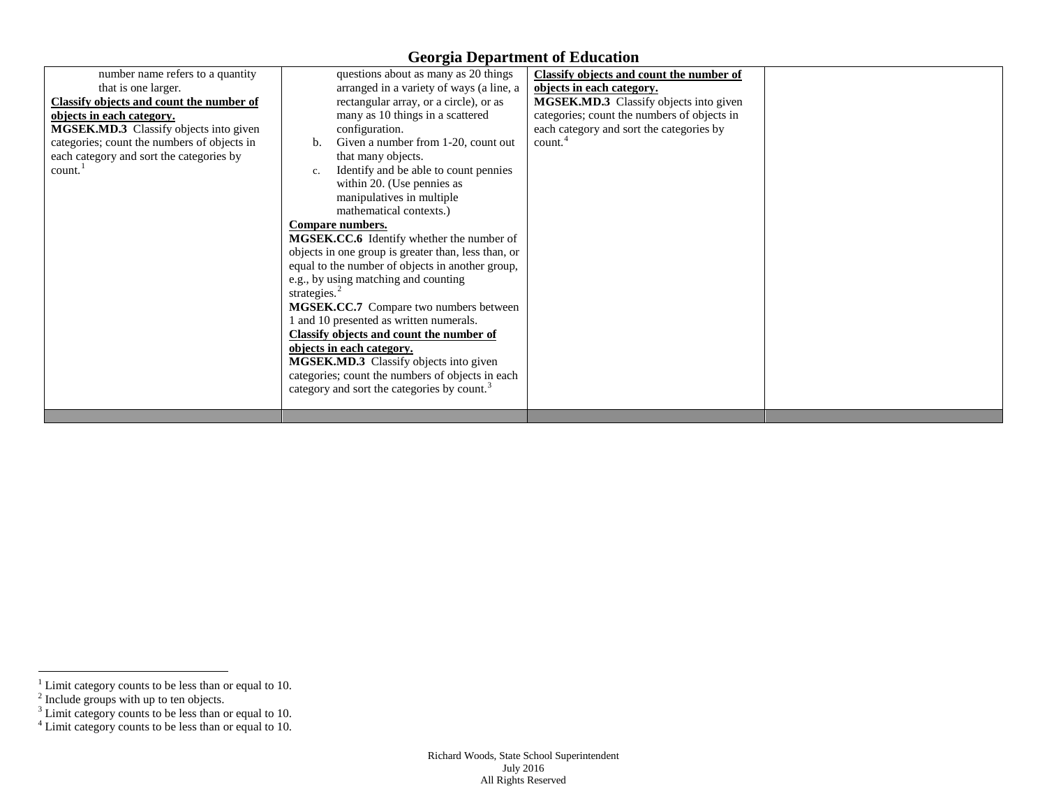| | | | |
|---|---|---|---|
| number name refers to a quantity that is one larger.<br>**Classify objects and count the number of objects in each category.**<br>**MGSEK.MD.3** Classify objects into given categories; count the numbers of objects in each category and sort the categories by count.[1] | questions about as many as 20 things arranged in a variety of ways (a line, a rectangular array, or a circle), or as many as 10 things in a scattered configuration.<br>b. Given a number from 1-20, count out that many objects.<br>c. Identify and be able to count pennies within 20. (Use pennies as manipulatives in multiple mathematical contexts.)<br>**Compare numbers.**<br>**MGSEK.CC.6** Identify whether the number of objects in one group is greater than, less than, or equal to the number of objects in another group, e.g., by using matching and counting strategies.[2]<br>**MGSEK.CC.7** Compare two numbers between 1 and 10 presented as written numerals.<br>**Classify objects and count the number of objects in each category.**<br>**MGSEK.MD.3** Classify objects into given categories; count the numbers of objects in each category and sort the categories by count.[3] | **Classify objects and count the number of objects in each category.**<br>**MGSEK.MD.3** Classify objects into given categories; count the numbers of objects in each category and sort the categories by count.[4] | |
| | | | |

[1] Limit category counts to be less than or equal to 10.
[2] Include groups with up to ten objects.
[3] Limit category counts to be less than or equal to 10.
[4] Limit category counts to be less than or equal to 10.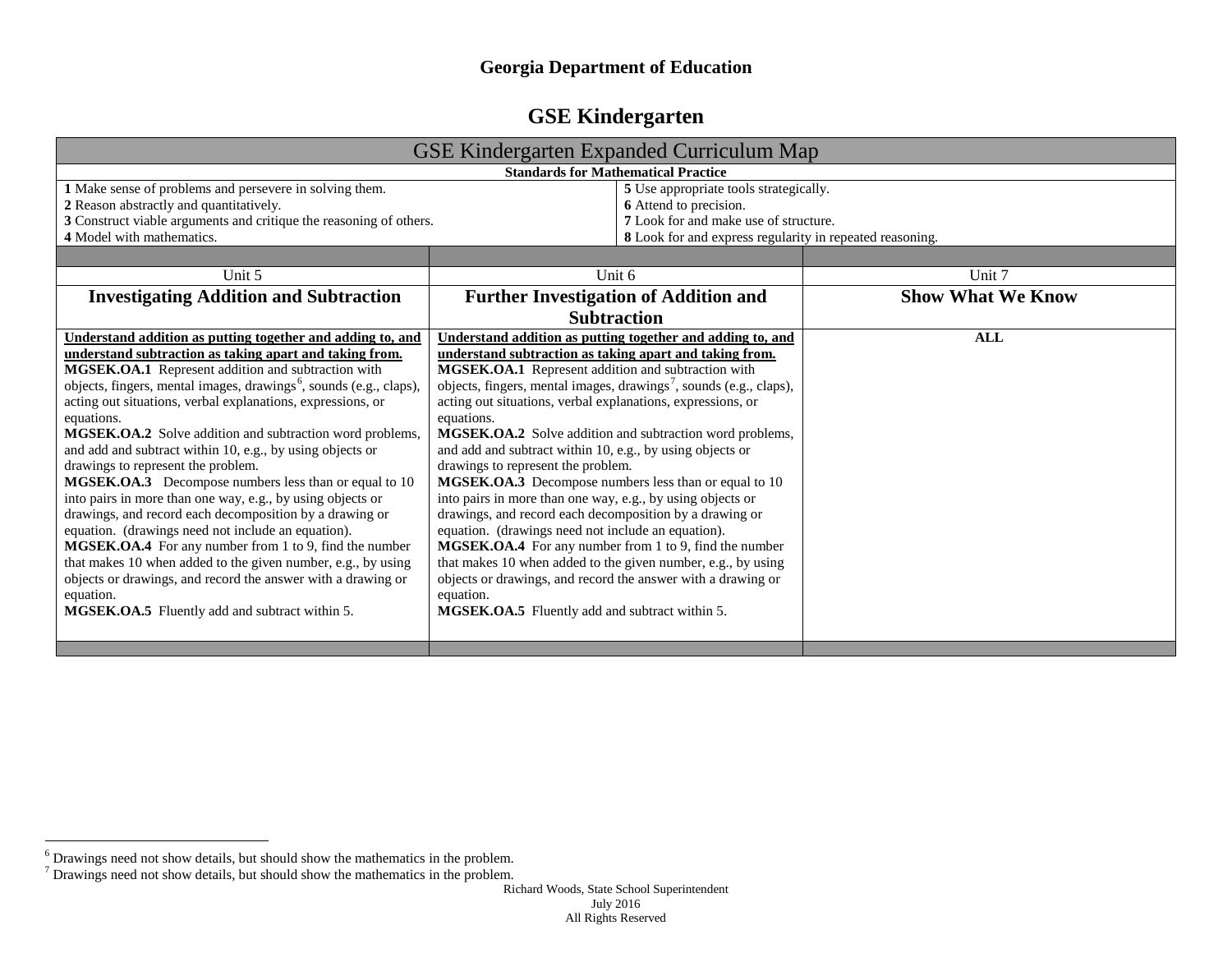# Georgia Department of Education

## GSE Kindergarten

| GSE Kindergarten Expanded Curriculum Map | |
|---|---|
| **Standards for Mathematical Practice** | |
| **1** Make sense of problems and persevere in solving them.<br>**2** Reason abstractly and quantitatively.<br>**3** Construct viable arguments and critique the reasoning of others.<br>**4** Model with mathematics. | **5** Use appropriate tools strategically.<br>**6** Attend to precision.<br>**7** Look for and make use of structure.<br>**8** Look for and express regularity in repeated reasoning. |

| Unit 5 | Unit 6 | Unit 7 |
|---|---|---|
| **Investigating Addition and Subtraction** | **Further Investigation of Addition and Subtraction** | **Show What We Know** |
| **Understand addition as putting together and adding to, and understand subtraction as taking apart and taking from.**<br>**MGSEK.OA.1** Represent addition and subtraction with objects, fingers, mental images, drawings[6], sounds (e.g., claps), acting out situations, verbal explanations, expressions, or equations.<br>**MGSEK.OA.2** Solve addition and subtraction word problems, and add and subtract within 10, e.g., by using objects or drawings to represent the problem.<br>**MGSEK.OA.3** Decompose numbers less than or equal to 10 into pairs in more than one way, e.g., by using objects or drawings, and record each decomposition by a drawing or equation. (drawings need not include an equation).<br>**MGSEK.OA.4** For any number from 1 to 9, find the number that makes 10 when added to the given number, e.g., by using objects or drawings, and record the answer with a drawing or equation.<br>**MGSEK.OA.5** Fluently add and subtract within 5. | **Understand addition as putting together and adding to, and understand subtraction as taking apart and taking from.**<br>**MGSEK.OA.1** Represent addition and subtraction with objects, fingers, mental images, drawings[7], sounds (e.g., claps), acting out situations, verbal explanations, expressions, or equations.<br>**MGSEK.OA.2** Solve addition and subtraction word problems, and add and subtract within 10, e.g., by using objects or drawings to represent the problem.<br>**MGSEK.OA.3** Decompose numbers less than or equal to 10 into pairs in more than one way, e.g., by using objects or drawings, and record each decomposition by a drawing or equation. (drawings need not include an equation).<br>**MGSEK.OA.4** For any number from 1 to 9, find the number that makes 10 when added to the given number, e.g., by using objects or drawings, and record the answer with a drawing or equation.<br>**MGSEK.OA.5** Fluently add and subtract within 5. | **ALL** |

[6] Drawings need not show details, but should show the mathematics in the problem.
[7] Drawings need not show details, but should show the mathematics in the problem.

Richard Woods, State School Superintendent
July 2016
All Rights Reserved